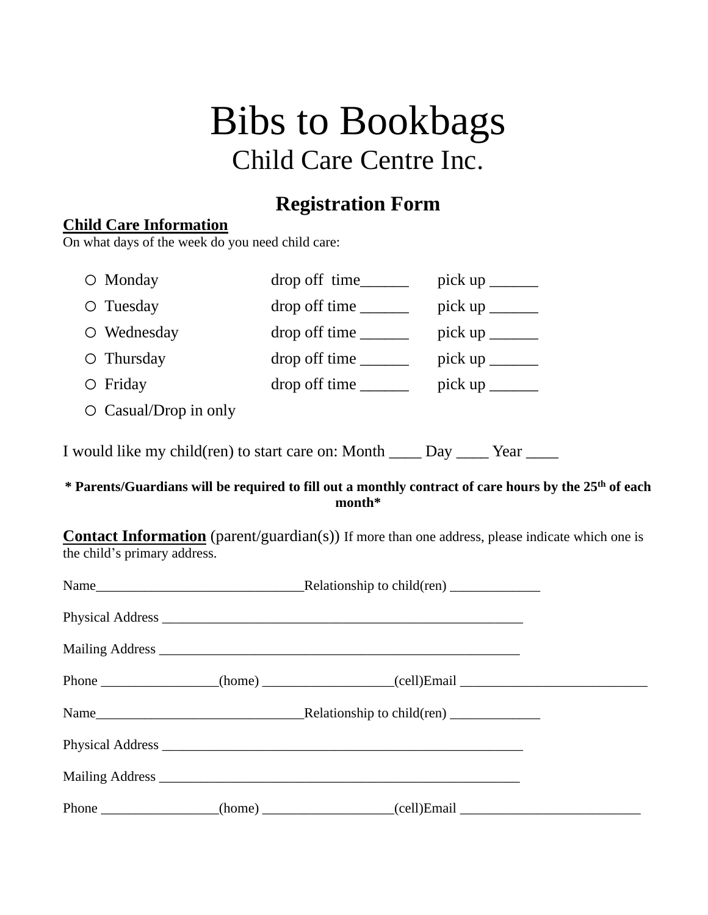# Bibs to Bookbags

## Child Care Centre Inc.

## Registration Form

**Child Care Information**

On what days of the week do you need child care:

- ○ Monday drop off time______ pick up ______
- ○ Tuesday drop off time ______ pick up ______
- ○ Wednesday drop off time ______ pick up ______
- ○ Thursday drop off time ______ pick up ______
- ○ Friday drop off time ______ pick up ______
- ○ Casual/Drop in only

I would like my child(ren) to start care on: Month ____ Day ____ Year ____

**\* Parents/Guardians will be required to fill out a monthly contract of care hours by the 25th of each month\***

**Contact Information** (parent/guardian(s)) If more than one address, please indicate which one is the child's primary address.

Name______________________________Relationship to child(ren) _____________

Physical Address _____________________________________________________

Mailing Address ______________________________________________________

Phone ________________(home) __________________(cell)Email ___________________________

Name______________________________Relationship to child(ren) _____________

Physical Address _____________________________________________________

Mailing Address ______________________________________________________

Phone ________________(home) __________________(cell)Email __________________________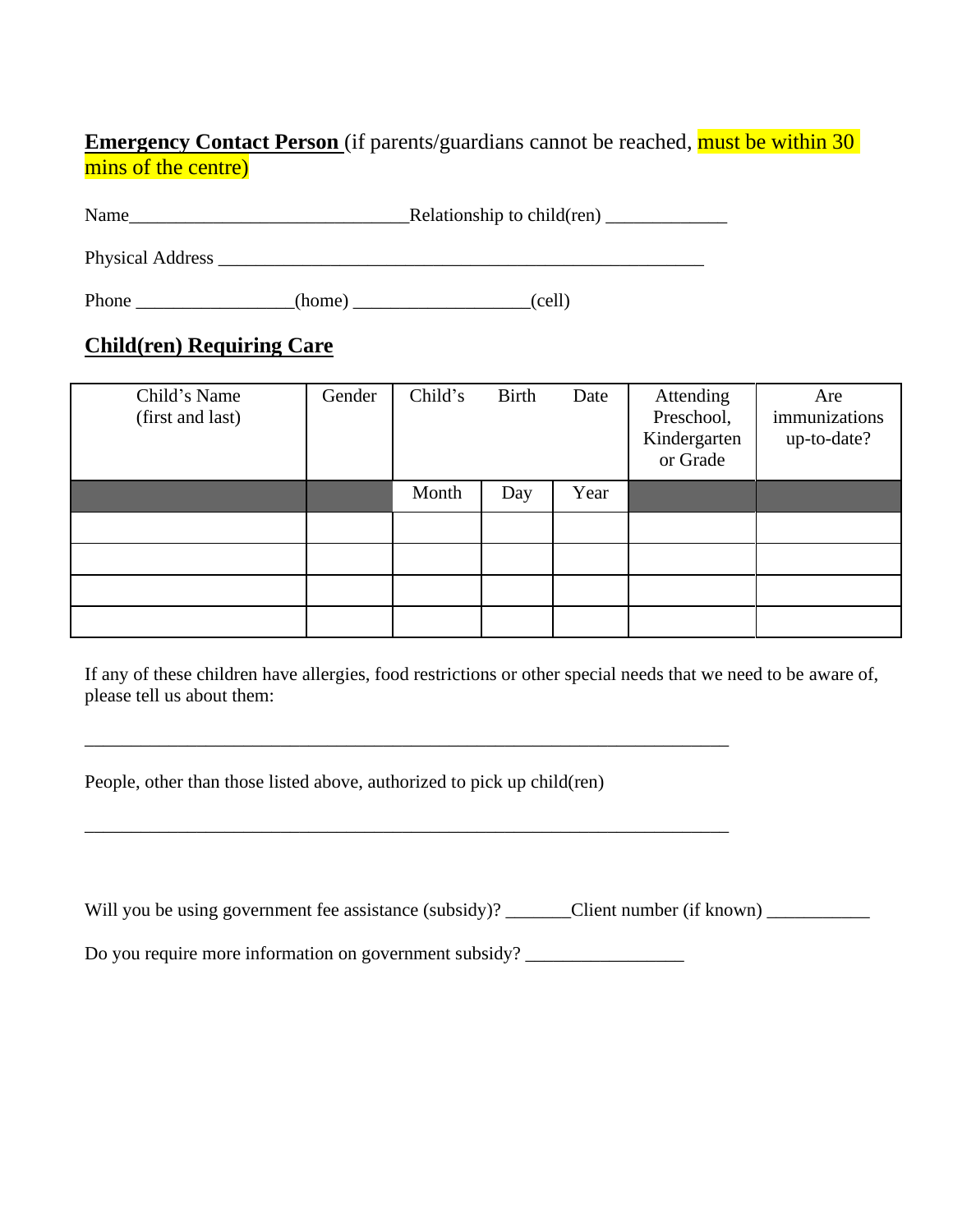**<u>Emergency Contact Person</u>** (if parents/guardians cannot be reached, must be within 30 mins of the centre)

Name______________________________Relationship to child(ren) _____________

Physical Address _____________________________________________________

Phone ________________(home) __________________(cell)

## <u>Child(ren) Requiring Care</u>

| Child's Name (first and last) | Gender | Child's Birth Date | | | Attending Preschool, Kindergarten or Grade | Are immunizations up-to-date? |
|---|---|---|---|---|---|---|
| | | Month | Day | Year | | |
| | | | | | | |
| | | | | | | |
| | | | | | | |
| | | | | | | |

If any of these children have allergies, food restrictions or other special needs that we need to be aware of, please tell us about them:

_______________________________________________________________________

People, other than those listed above, authorized to pick up child(ren)

_______________________________________________________________________

Will you be using government fee assistance (subsidy)? _______Client number (if known) ___________

Do you require more information on government subsidy? _________________